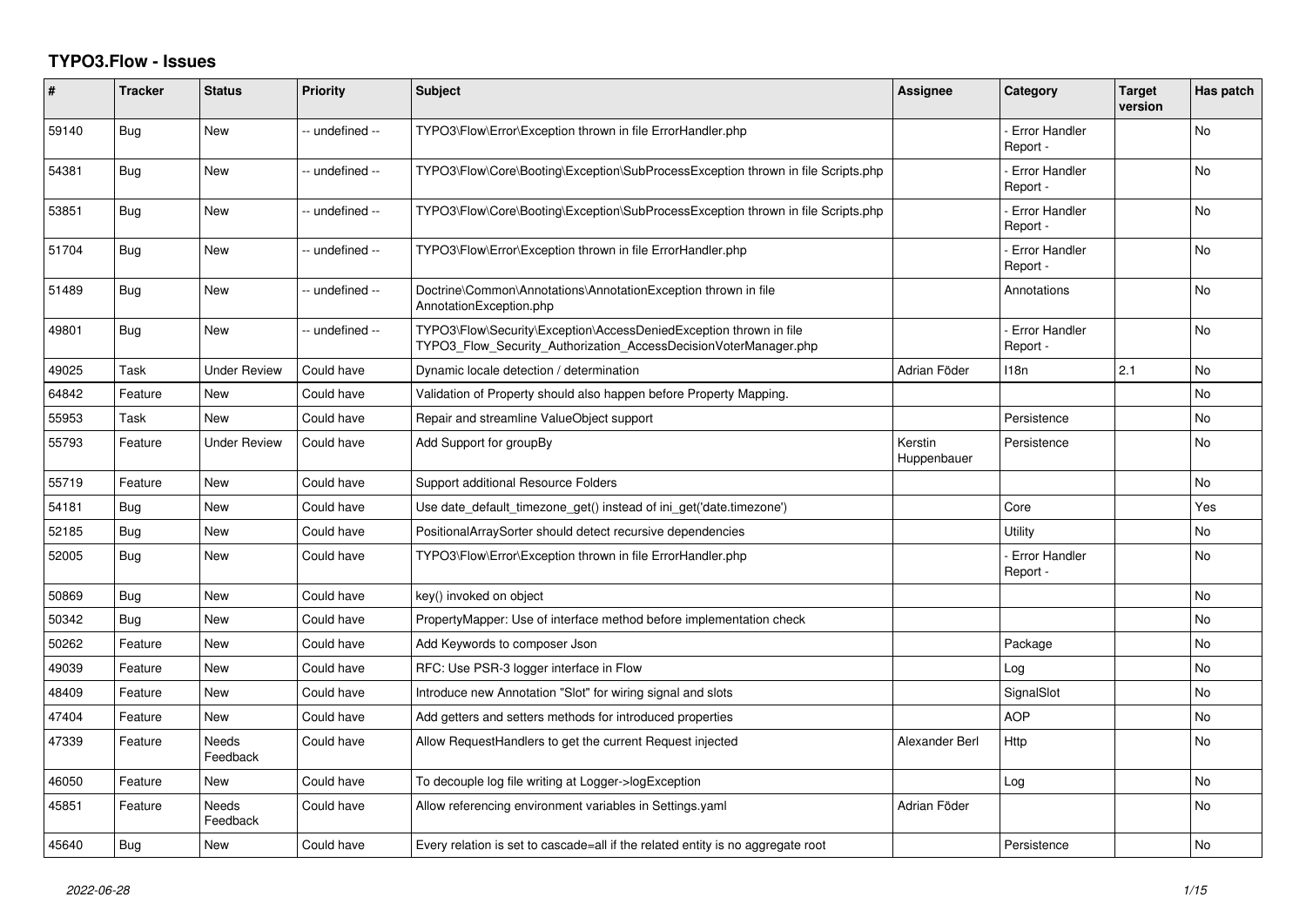## TYPO3.Flow - Issues

| # | Tracker | Status | Priority | Subject | Assignee | Category | Target version | Has patch |
|---|---|---|---|---|---|---|---|---|
| 59140 | Bug | New | -- undefined -- | TYPO3\Flow\Error\Exception thrown in file ErrorHandler.php | | - Error Handler Report - | | No |
| 54381 | Bug | New | -- undefined -- | TYPO3\Flow\Core\Booting\Exception\SubProcessException thrown in file Scripts.php | | - Error Handler Report - | | No |
| 53851 | Bug | New | -- undefined -- | TYPO3\Flow\Core\Booting\Exception\SubProcessException thrown in file Scripts.php | | - Error Handler Report - | | No |
| 51704 | Bug | New | -- undefined -- | TYPO3\Flow\Error\Exception thrown in file ErrorHandler.php | | - Error Handler Report - | | No |
| 51489 | Bug | New | -- undefined -- | Doctrine\Common\Annotations\AnnotationException thrown in file AnnotationException.php | | Annotations | | No |
| 49801 | Bug | New | -- undefined -- | TYPO3\Flow\Security\Exception\AccessDeniedException thrown in file TYPO3_Flow_Security_Authorization_AccessDecisionVoterManager.php | | - Error Handler Report - | | No |
| 49025 | Task | Under Review | Could have | Dynamic locale detection / determination | Adrian Föder | I18n | 2.1 | No |
| 64842 | Feature | New | Could have | Validation of Property should also happen before Property Mapping. | | | | No |
| 55953 | Task | New | Could have | Repair and streamline ValueObject support | | Persistence | | No |
| 55793 | Feature | Under Review | Could have | Add Support for groupBy | Kerstin Huppenbauer | Persistence | | No |
| 55719 | Feature | New | Could have | Support additional Resource Folders | | | | No |
| 54181 | Bug | New | Could have | Use date_default_timezone_get() instead of ini_get('date.timezone') | | Core | | Yes |
| 52185 | Bug | New | Could have | PositionalArraySorter should detect recursive dependencies | | Utility | | No |
| 52005 | Bug | New | Could have | TYPO3\Flow\Error\Exception thrown in file ErrorHandler.php | | - Error Handler Report - | | No |
| 50869 | Bug | New | Could have | key() invoked on object | | | | No |
| 50342 | Bug | New | Could have | PropertyMapper: Use of interface method before implementation check | | | | No |
| 50262 | Feature | New | Could have | Add Keywords to composer Json | | Package | | No |
| 49039 | Feature | New | Could have | RFC: Use PSR-3 logger interface in Flow | | Log | | No |
| 48409 | Feature | New | Could have | Introduce new Annotation "Slot" for wiring signal and slots | | SignalSlot | | No |
| 47404 | Feature | New | Could have | Add getters and setters methods for introduced properties | | AOP | | No |
| 47339 | Feature | Needs Feedback | Could have | Allow RequestHandlers to get the current Request injected | Alexander Berl | Http | | No |
| 46050 | Feature | New | Could have | To decouple log file writing at Logger->logException | | Log | | No |
| 45851 | Feature | Needs Feedback | Could have | Allow referencing environment variables in Settings.yaml | Adrian Föder | | | No |
| 45640 | Bug | New | Could have | Every relation is set to cascade=all if the related entity is no aggregate root | | Persistence | | No |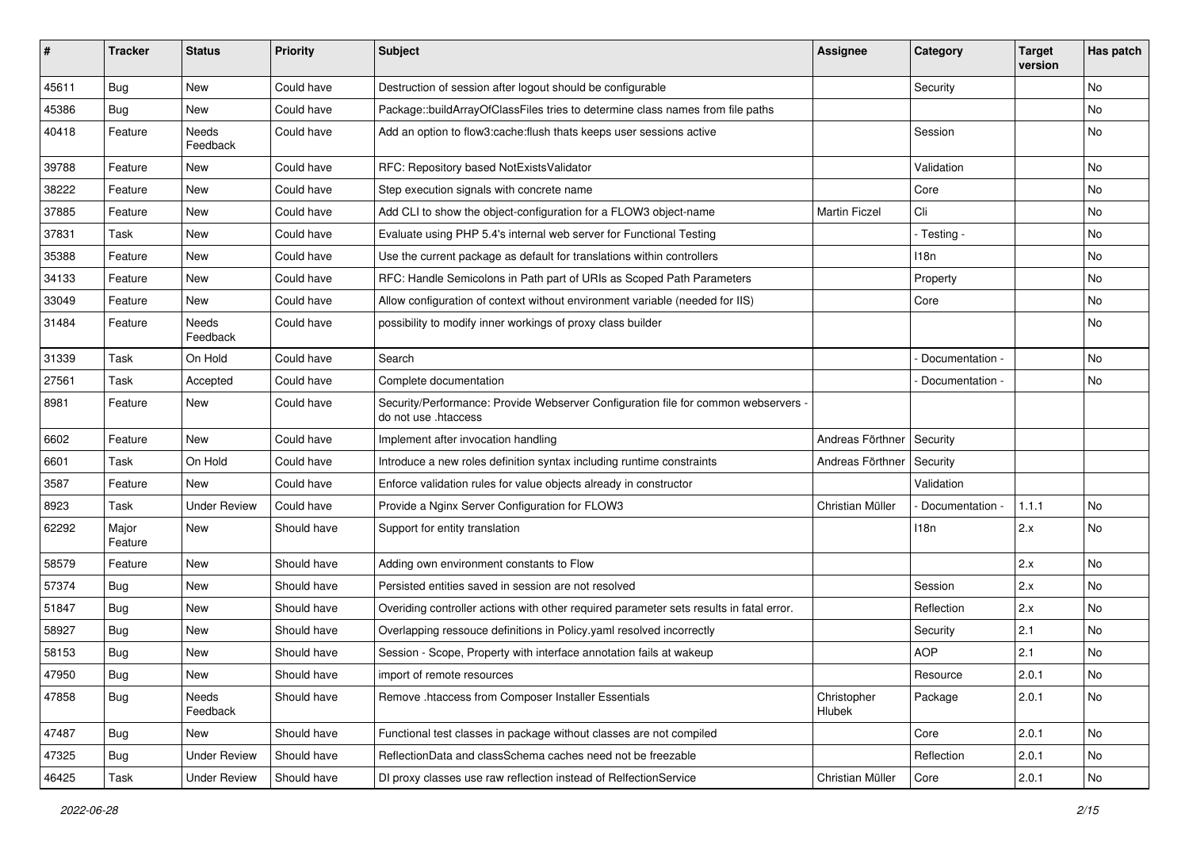| # | Tracker | Status | Priority | Subject | Assignee | Category | Target version | Has patch |
|---|---|---|---|---|---|---|---|---|
| 45611 | Bug | New | Could have | Destruction of session after logout should be configurable | | Security | | No |
| 45386 | Bug | New | Could have | Package::buildArrayOfClassFiles tries to determine class names from file paths | | | | No |
| 40418 | Feature | Needs Feedback | Could have | Add an option to flow3:cache:flush thats keeps user sessions active | | Session | | No |
| 39788 | Feature | New | Could have | RFC: Repository based NotExistsValidator | | Validation | | No |
| 38222 | Feature | New | Could have | Step execution signals with concrete name | | Core | | No |
| 37885 | Feature | New | Could have | Add CLI to show the object-configuration for a FLOW3 object-name | Martin Ficzel | Cli | | No |
| 37831 | Task | New | Could have | Evaluate using PHP 5.4's internal web server for Functional Testing | | - Testing - | | No |
| 35388 | Feature | New | Could have | Use the current package as default for translations within controllers | | I18n | | No |
| 34133 | Feature | New | Could have | RFC: Handle Semicolons in Path part of URIs as Scoped Path Parameters | | Property | | No |
| 33049 | Feature | New | Could have | Allow configuration of context without environment variable (needed for IIS) | | Core | | No |
| 31484 | Feature | Needs Feedback | Could have | possibility to modify inner workings of proxy class builder | | | | No |
| 31339 | Task | On Hold | Could have | Search | | - Documentation - | | No |
| 27561 | Task | Accepted | Could have | Complete documentation | | - Documentation - | | No |
| 8981 | Feature | New | Could have | Security/Performance: Provide Webserver Configuration file for common webservers - do not use .htaccess | | | | |
| 6602 | Feature | New | Could have | Implement after invocation handling | Andreas Förthner | Security | | |
| 6601 | Task | On Hold | Could have | Introduce a new roles definition syntax including runtime constraints | Andreas Förthner | Security | | |
| 3587 | Feature | New | Could have | Enforce validation rules for value objects already in constructor | | Validation | | |
| 8923 | Task | Under Review | Could have | Provide a Nginx Server Configuration for FLOW3 | Christian Müller | - Documentation - | 1.1.1 | No |
| 62292 | Major Feature | New | Should have | Support for entity translation | | I18n | 2.x | No |
| 58579 | Feature | New | Should have | Adding own environment constants to Flow | | | 2.x | No |
| 57374 | Bug | New | Should have | Persisted entities saved in session are not resolved | | Session | 2.x | No |
| 51847 | Bug | New | Should have | Overiding controller actions with other required parameter sets results in fatal error. | | Reflection | 2.x | No |
| 58927 | Bug | New | Should have | Overlapping ressouce definitions in Policy.yaml resolved incorrectly | | Security | 2.1 | No |
| 58153 | Bug | New | Should have | Session - Scope, Property with interface annotation fails at wakeup | | AOP | 2.1 | No |
| 47950 | Bug | New | Should have | import of remote resources | | Resource | 2.0.1 | No |
| 47858 | Bug | Needs Feedback | Should have | Remove .htaccess from Composer Installer Essentials | Christopher Hlubek | Package | 2.0.1 | No |
| 47487 | Bug | New | Should have | Functional test classes in package without classes are not compiled | | Core | 2.0.1 | No |
| 47325 | Bug | Under Review | Should have | ReflectionData and classSchema caches need not be freezable | | Reflection | 2.0.1 | No |
| 46425 | Task | Under Review | Should have | DI proxy classes use raw reflection instead of RelfectionService | Christian Müller | Core | 2.0.1 | No |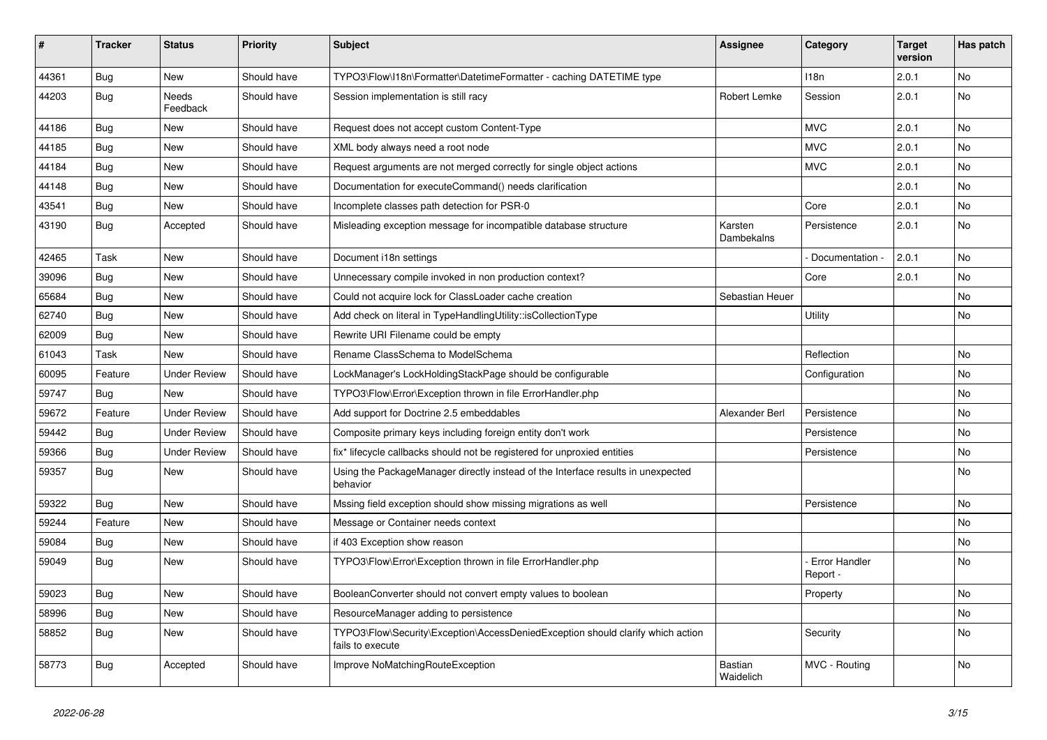| # | Tracker | Status | Priority | Subject | Assignee | Category | Target version | Has patch |
|---|---|---|---|---|---|---|---|---|
| 44361 | Bug | New | Should have | TYPO3\Flow\I18n\Formatter\DatetimeFormatter - caching DATETIME type | | I18n | 2.0.1 | No |
| 44203 | Bug | Needs Feedback | Should have | Session implementation is still racy | Robert Lemke | Session | 2.0.1 | No |
| 44186 | Bug | New | Should have | Request does not accept custom Content-Type | | MVC | 2.0.1 | No |
| 44185 | Bug | New | Should have | XML body always need a root node | | MVC | 2.0.1 | No |
| 44184 | Bug | New | Should have | Request arguments are not merged correctly for single object actions | | MVC | 2.0.1 | No |
| 44148 | Bug | New | Should have | Documentation for executeCommand() needs clarification | | | 2.0.1 | No |
| 43541 | Bug | New | Should have | Incomplete classes path detection for PSR-0 | | Core | 2.0.1 | No |
| 43190 | Bug | Accepted | Should have | Misleading exception message for incompatible database structure | Karsten Dambekalns | Persistence | 2.0.1 | No |
| 42465 | Task | New | Should have | Document i18n settings | | - Documentation - | 2.0.1 | No |
| 39096 | Bug | New | Should have | Unnecessary compile invoked in non production context? | | Core | 2.0.1 | No |
| 65684 | Bug | New | Should have | Could not acquire lock for ClassLoader cache creation | Sebastian Heuer | | | No |
| 62740 | Bug | New | Should have | Add check on literal in TypeHandlingUtility::isCollectionType | | Utility | | No |
| 62009 | Bug | New | Should have | Rewrite URI Filename could be empty | | | | |
| 61043 | Task | New | Should have | Rename ClassSchema to ModelSchema | | Reflection | | No |
| 60095 | Feature | Under Review | Should have | LockManager's LockHoldingStackPage should be configurable | | Configuration | | No |
| 59747 | Bug | New | Should have | TYPO3\Flow\Error\Exception thrown in file ErrorHandler.php | | | | No |
| 59672 | Feature | Under Review | Should have | Add support for Doctrine 2.5 embeddables | Alexander Berl | Persistence | | No |
| 59442 | Bug | Under Review | Should have | Composite primary keys including foreign entity don't work | | Persistence | | No |
| 59366 | Bug | Under Review | Should have | fix* lifecycle callbacks should not be registered for unproxied entities | | Persistence | | No |
| 59357 | Bug | New | Should have | Using the PackageManager directly instead of the Interface results in unexpected behavior | | | | No |
| 59322 | Bug | New | Should have | Mssing field exception should show missing migrations as well | | Persistence | | No |
| 59244 | Feature | New | Should have | Message or Container needs context | | | | No |
| 59084 | Bug | New | Should have | if 403 Exception show reason | | | | No |
| 59049 | Bug | New | Should have | TYPO3\Flow\Error\Exception thrown in file ErrorHandler.php | | - Error Handler Report - | | No |
| 59023 | Bug | New | Should have | BooleanConverter should not convert empty values to boolean | | Property | | No |
| 58996 | Bug | New | Should have | ResourceManager adding to persistence | | | | No |
| 58852 | Bug | New | Should have | TYPO3\Flow\Security\Exception\AccessDeniedException should clarify which action fails to execute | | Security | | No |
| 58773 | Bug | Accepted | Should have | Improve NoMatchingRouteException | Bastian Waidelich | MVC - Routing | | No |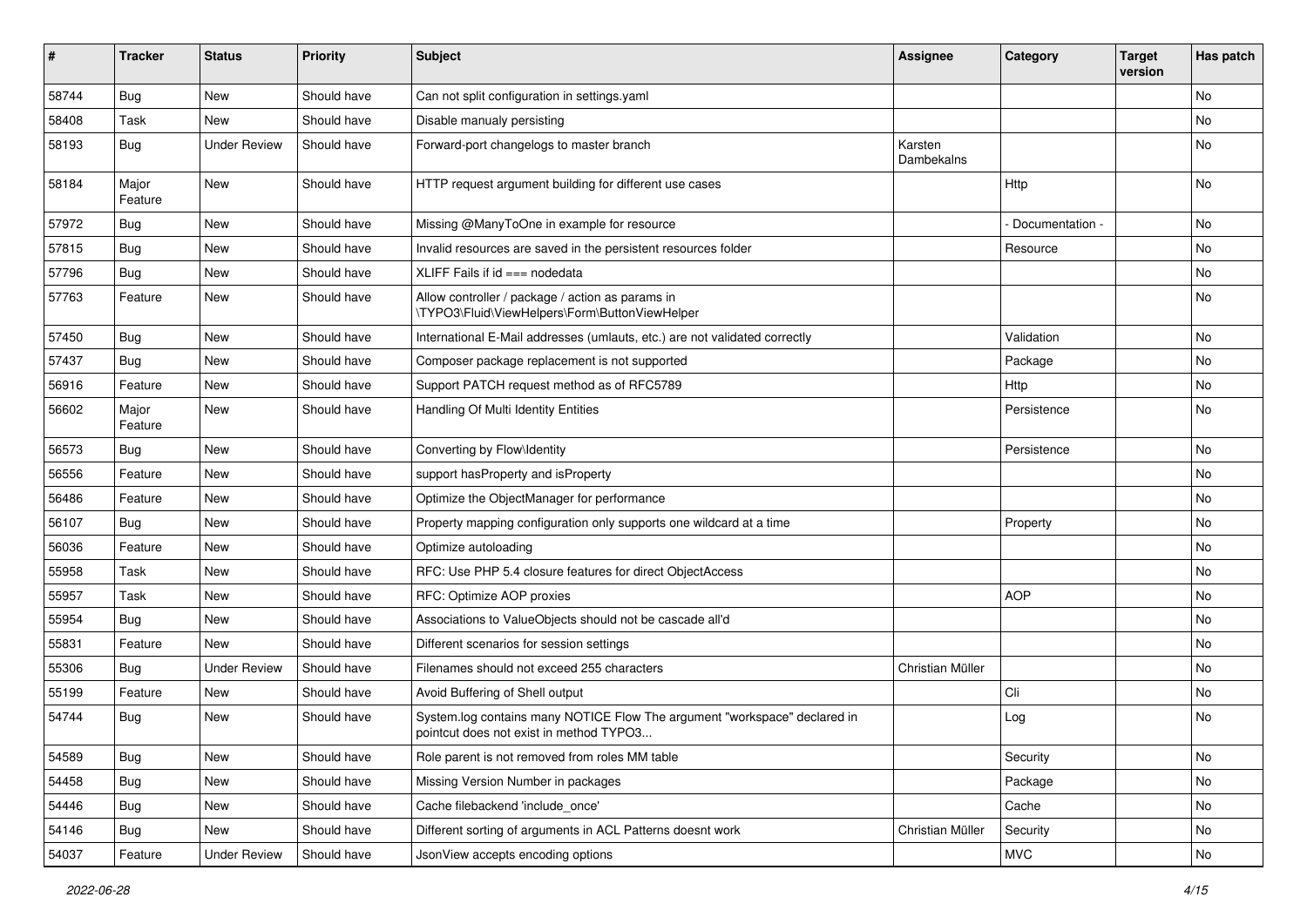| # | Tracker | Status | Priority | Subject | Assignee | Category | Target version | Has patch |
| --- | --- | --- | --- | --- | --- | --- | --- | --- |
| 58744 | Bug | New | Should have | Can not split configuration in settings.yaml | | | | No |
| 58408 | Task | New | Should have | Disable manualy persisting | | | | No |
| 58193 | Bug | Under Review | Should have | Forward-port changelogs to master branch | Karsten Dambekalns | | | No |
| 58184 | Major Feature | New | Should have | HTTP request argument building for different use cases | | Http | | No |
| 57972 | Bug | New | Should have | Missing @ManyToOne in example for resource | | - Documentation - | | No |
| 57815 | Bug | New | Should have | Invalid resources are saved in the persistent resources folder | | Resource | | No |
| 57796 | Bug | New | Should have | XLIFF Fails if id === nodedata | | | | No |
| 57763 | Feature | New | Should have | Allow controller / package / action as params in \TYPO3\Fluid\ViewHelpers\Form\ButtonViewHelper | | | | No |
| 57450 | Bug | New | Should have | International E-Mail addresses (umlauts, etc.) are not validated correctly | | Validation | | No |
| 57437 | Bug | New | Should have | Composer package replacement is not supported | | Package | | No |
| 56916 | Feature | New | Should have | Support PATCH request method as of RFC5789 | | Http | | No |
| 56602 | Major Feature | New | Should have | Handling Of Multi Identity Entities | | Persistence | | No |
| 56573 | Bug | New | Should have | Converting by Flow\Identity | | Persistence | | No |
| 56556 | Feature | New | Should have | support hasProperty and isProperty | | | | No |
| 56486 | Feature | New | Should have | Optimize the ObjectManager for performance | | | | No |
| 56107 | Bug | New | Should have | Property mapping configuration only supports one wildcard at a time | | Property | | No |
| 56036 | Feature | New | Should have | Optimize autoloading | | | | No |
| 55958 | Task | New | Should have | RFC: Use PHP 5.4 closure features for direct ObjectAccess | | | | No |
| 55957 | Task | New | Should have | RFC: Optimize AOP proxies | | AOP | | No |
| 55954 | Bug | New | Should have | Associations to ValueObjects should not be cascade all'd | | | | No |
| 55831 | Feature | New | Should have | Different scenarios for session settings | | | | No |
| 55306 | Bug | Under Review | Should have | Filenames should not exceed 255 characters | Christian Müller | | | No |
| 55199 | Feature | New | Should have | Avoid Buffering of Shell output | | Cli | | No |
| 54744 | Bug | New | Should have | System.log contains many NOTICE Flow The argument "workspace" declared in pointcut does not exist in method TYPO3... | | Log | | No |
| 54589 | Bug | New | Should have | Role parent is not removed from roles MM table | | Security | | No |
| 54458 | Bug | New | Should have | Missing Version Number in packages | | Package | | No |
| 54446 | Bug | New | Should have | Cache filebackend 'include_once' | | Cache | | No |
| 54146 | Bug | New | Should have | Different sorting of arguments in ACL Patterns doesnt work | Christian Müller | Security | | No |
| 54037 | Feature | Under Review | Should have | JsonView accepts encoding options | | MVC | | No |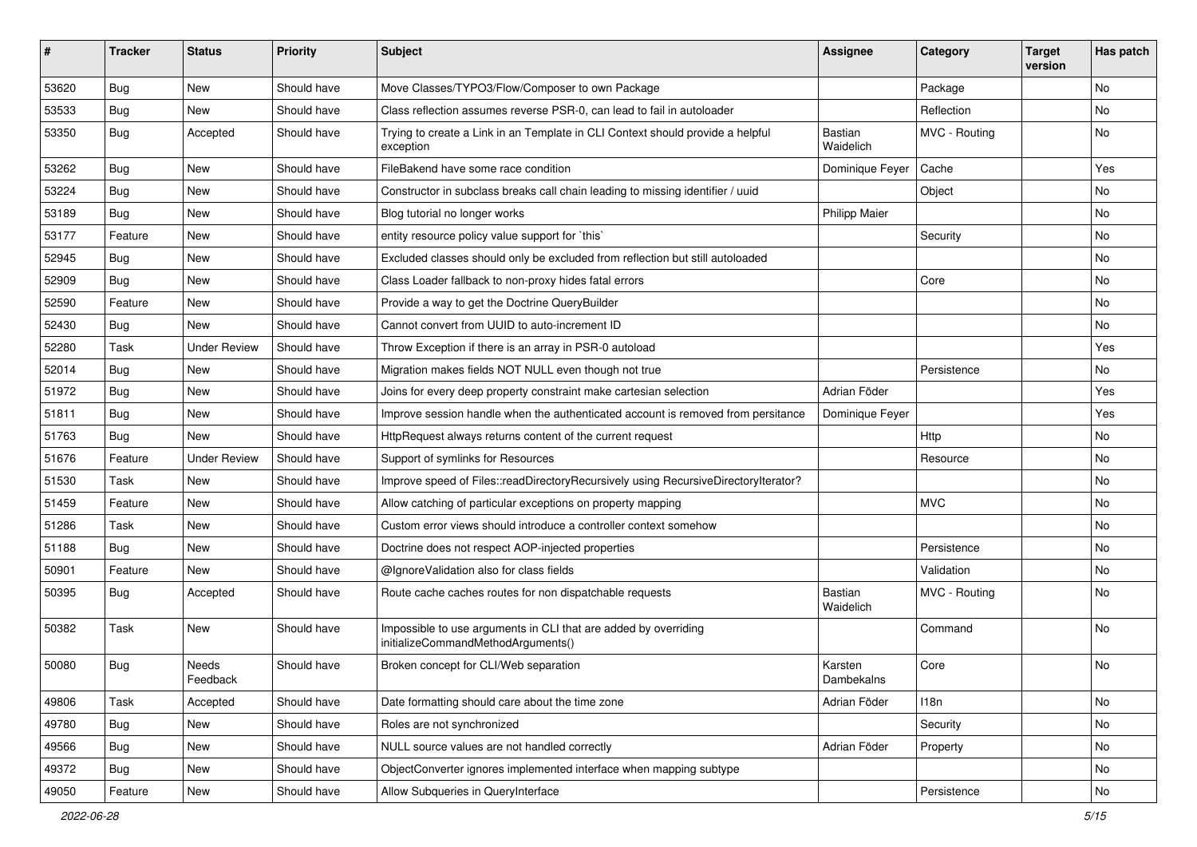| # | Tracker | Status | Priority | Subject | Assignee | Category | Target version | Has patch |
|---|---|---|---|---|---|---|---|---|
| 53620 | Bug | New | Should have | Move Classes/TYPO3/Flow/Composer to own Package | | Package | | No |
| 53533 | Bug | New | Should have | Class reflection assumes reverse PSR-0, can lead to fail in autoloader | | Reflection | | No |
| 53350 | Bug | Accepted | Should have | Trying to create a Link in an Template in CLI Context should provide a helpful exception | Bastian Waidelich | MVC - Routing | | No |
| 53262 | Bug | New | Should have | FileBakend have some race condition | Dominique Feyer | Cache | | Yes |
| 53224 | Bug | New | Should have | Constructor in subclass breaks call chain leading to missing identifier / uuid | | Object | | No |
| 53189 | Bug | New | Should have | Blog tutorial no longer works | Philipp Maier | | | No |
| 53177 | Feature | New | Should have | entity resource policy value support for `this` | | Security | | No |
| 52945 | Bug | New | Should have | Excluded classes should only be excluded from reflection but still autoloaded | | | | No |
| 52909 | Bug | New | Should have | Class Loader fallback to non-proxy hides fatal errors | | Core | | No |
| 52590 | Feature | New | Should have | Provide a way to get the Doctrine QueryBuilder | | | | No |
| 52430 | Bug | New | Should have | Cannot convert from UUID to auto-increment ID | | | | No |
| 52280 | Task | Under Review | Should have | Throw Exception if there is an array in PSR-0 autoload | | | | Yes |
| 52014 | Bug | New | Should have | Migration makes fields NOT NULL even though not true | | Persistence | | No |
| 51972 | Bug | New | Should have | Joins for every deep property constraint make cartesian selection | Adrian Föder | | | Yes |
| 51811 | Bug | New | Should have | Improve session handle when the authenticated account is removed from persitance | Dominique Feyer | | | Yes |
| 51763 | Bug | New | Should have | HttpRequest always returns content of the current request | | Http | | No |
| 51676 | Feature | Under Review | Should have | Support of symlinks for Resources | | Resource | | No |
| 51530 | Task | New | Should have | Improve speed of Files::readDirectoryRecursively using RecursiveDirectoryIterator? | | | | No |
| 51459 | Feature | New | Should have | Allow catching of particular exceptions on property mapping | | MVC | | No |
| 51286 | Task | New | Should have | Custom error views should introduce a controller context somehow | | | | No |
| 51188 | Bug | New | Should have | Doctrine does not respect AOP-injected properties | | Persistence | | No |
| 50901 | Feature | New | Should have | @IgnoreValidation also for class fields | | Validation | | No |
| 50395 | Bug | Accepted | Should have | Route cache caches routes for non dispatchable requests | Bastian Waidelich | MVC - Routing | | No |
| 50382 | Task | New | Should have | Impossible to use arguments in CLI that are added by overriding initializeCommandMethodArguments() | | Command | | No |
| 50080 | Bug | Needs Feedback | Should have | Broken concept for CLI/Web separation | Karsten Dambekalns | Core | | No |
| 49806 | Task | Accepted | Should have | Date formatting should care about the time zone | Adrian Föder | I18n | | No |
| 49780 | Bug | New | Should have | Roles are not synchronized | | Security | | No |
| 49566 | Bug | New | Should have | NULL source values are not handled correctly | Adrian Föder | Property | | No |
| 49372 | Bug | New | Should have | ObjectConverter ignores implemented interface when mapping subtype | | | | No |
| 49050 | Feature | New | Should have | Allow Subqueries in QueryInterface | | Persistence | | No |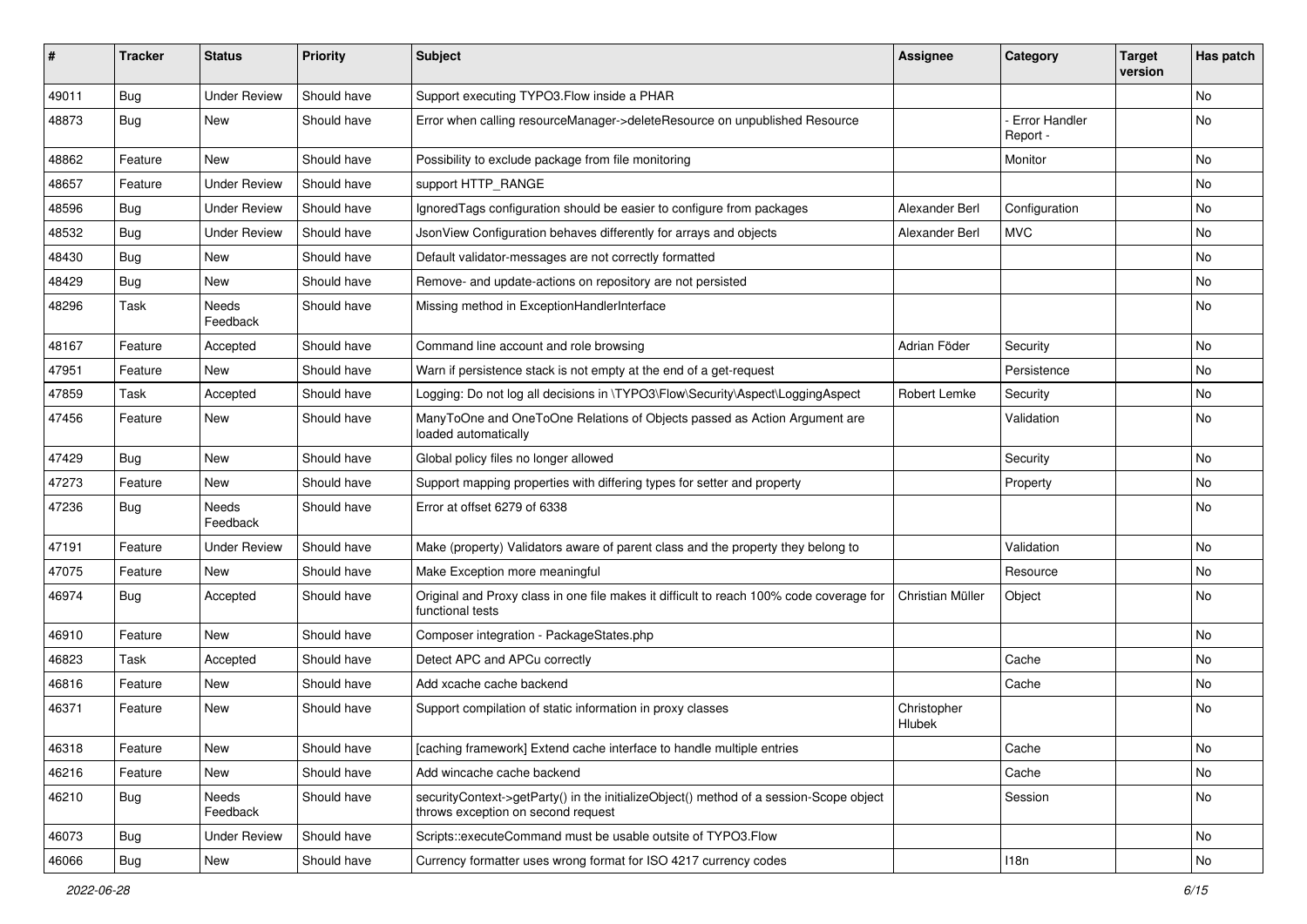| # | Tracker | Status | Priority | Subject | Assignee | Category | Target version | Has patch |
|---|---|---|---|---|---|---|---|---|
| 49011 | Bug | Under Review | Should have | Support executing TYPO3.Flow inside a PHAR | | | | No |
| 48873 | Bug | New | Should have | Error when calling resourceManager->deleteResource on unpublished Resource | | - Error Handler Report - | | No |
| 48862 | Feature | New | Should have | Possibility to exclude package from file monitoring | | Monitor | | No |
| 48657 | Feature | Under Review | Should have | support HTTP_RANGE | | | | No |
| 48596 | Bug | Under Review | Should have | IgnoredTags configuration should be easier to configure from packages | Alexander Berl | Configuration | | No |
| 48532 | Bug | Under Review | Should have | JsonView Configuration behaves differently for arrays and objects | Alexander Berl | MVC | | No |
| 48430 | Bug | New | Should have | Default validator-messages are not correctly formatted | | | | No |
| 48429 | Bug | New | Should have | Remove- and update-actions on repository are not persisted | | | | No |
| 48296 | Task | Needs Feedback | Should have | Missing method in ExceptionHandlerInterface | | | | No |
| 48167 | Feature | Accepted | Should have | Command line account and role browsing | Adrian Föder | Security | | No |
| 47951 | Feature | New | Should have | Warn if persistence stack is not empty at the end of a get-request | | Persistence | | No |
| 47859 | Task | Accepted | Should have | Logging: Do not log all decisions in \TYPO3\Flow\Security\Aspect\LoggingAspect | Robert Lemke | Security | | No |
| 47456 | Feature | New | Should have | ManyToOne and OneToOne Relations of Objects passed as Action Argument are loaded automatically | | Validation | | No |
| 47429 | Bug | New | Should have | Global policy files no longer allowed | | Security | | No |
| 47273 | Feature | New | Should have | Support mapping properties with differing types for setter and property | | Property | | No |
| 47236 | Bug | Needs Feedback | Should have | Error at offset 6279 of 6338 | | | | No |
| 47191 | Feature | Under Review | Should have | Make (property) Validators aware of parent class and the property they belong to | | Validation | | No |
| 47075 | Feature | New | Should have | Make Exception more meaningful | | Resource | | No |
| 46974 | Bug | Accepted | Should have | Original and Proxy class in one file makes it difficult to reach 100% code coverage for functional tests | Christian Müller | Object | | No |
| 46910 | Feature | New | Should have | Composer integration - PackageStates.php | | | | No |
| 46823 | Task | Accepted | Should have | Detect APC and APCu correctly | | Cache | | No |
| 46816 | Feature | New | Should have | Add xcache cache backend | | Cache | | No |
| 46371 | Feature | New | Should have | Support compilation of static information in proxy classes | Christopher Hlubek | | | No |
| 46318 | Feature | New | Should have | [caching framework] Extend cache interface to handle multiple entries | | Cache | | No |
| 46216 | Feature | New | Should have | Add wincache cache backend | | Cache | | No |
| 46210 | Bug | Needs Feedback | Should have | securityContext->getParty() in the initializeObject() method of a session-Scope object throws exception on second request | | Session | | No |
| 46073 | Bug | Under Review | Should have | Scripts::executeCommand must be usable outsite of TYPO3.Flow | | | | No |
| 46066 | Bug | New | Should have | Currency formatter uses wrong format for ISO 4217 currency codes | | I18n | | No |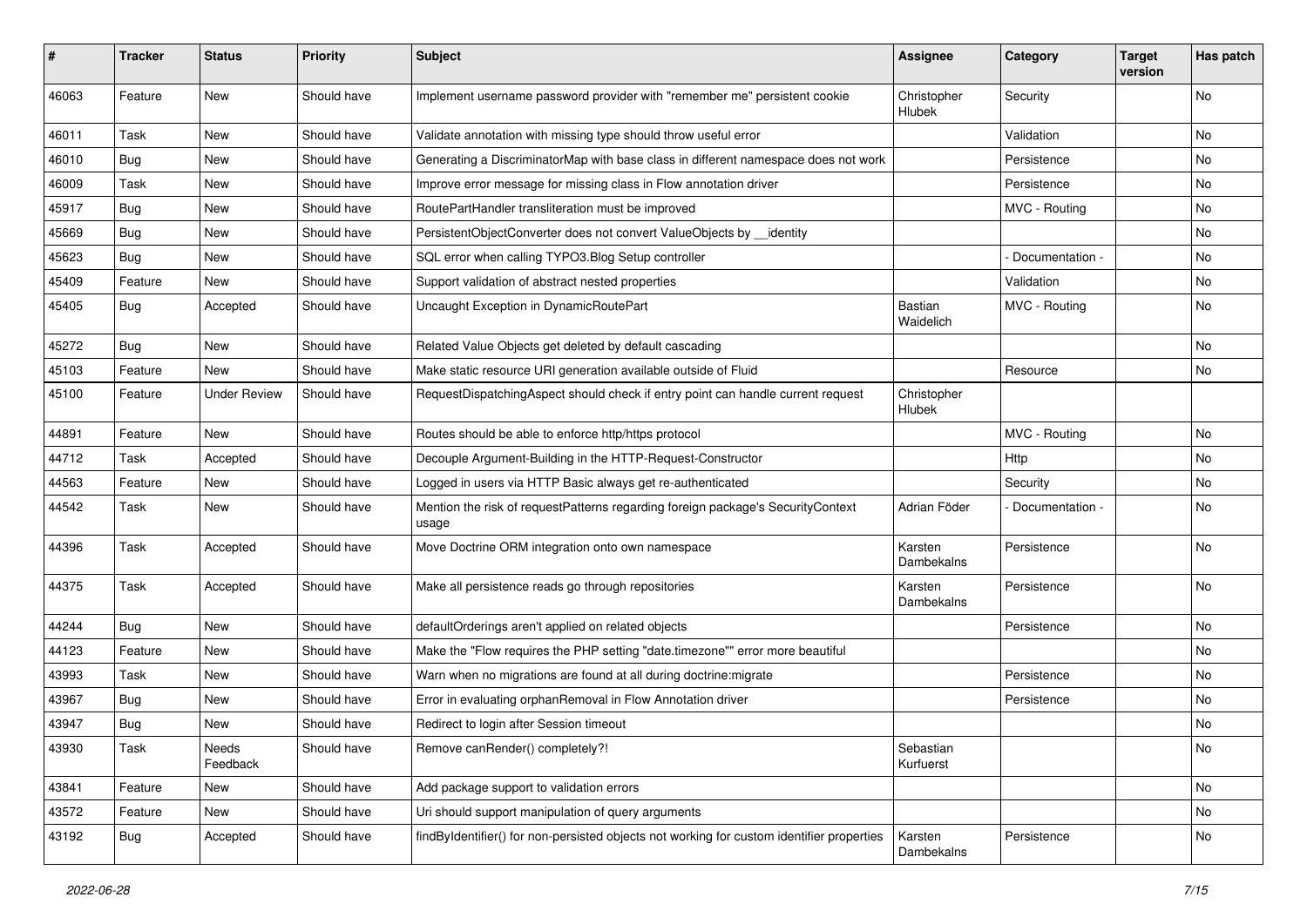| # | Tracker | Status | Priority | Subject | Assignee | Category | Target version | Has patch |
|---|---|---|---|---|---|---|---|---|
| 46063 | Feature | New | Should have | Implement username password provider with "remember me" persistent cookie | Christopher Hlubek | Security | | No |
| 46011 | Task | New | Should have | Validate annotation with missing type should throw useful error | | Validation | | No |
| 46010 | Bug | New | Should have | Generating a DiscriminatorMap with base class in different namespace does not work | | Persistence | | No |
| 46009 | Task | New | Should have | Improve error message for missing class in Flow annotation driver | | Persistence | | No |
| 45917 | Bug | New | Should have | RoutePartHandler transliteration must be improved | | MVC - Routing | | No |
| 45669 | Bug | New | Should have | PersistentObjectConverter does not convert ValueObjects by __identity | | | | No |
| 45623 | Bug | New | Should have | SQL error when calling TYPO3.Blog Setup controller | | - Documentation - | | No |
| 45409 | Feature | New | Should have | Support validation of abstract nested properties | | Validation | | No |
| 45405 | Bug | Accepted | Should have | Uncaught Exception in DynamicRoutePart | Bastian Waidelich | MVC - Routing | | No |
| 45272 | Bug | New | Should have | Related Value Objects get deleted by default cascading | | | | No |
| 45103 | Feature | New | Should have | Make static resource URI generation available outside of Fluid | | Resource | | No |
| 45100 | Feature | Under Review | Should have | RequestDispatchingAspect should check if entry point can handle current request | Christopher Hlubek | | | |
| 44891 | Feature | New | Should have | Routes should be able to enforce http/https protocol | | MVC - Routing | | No |
| 44712 | Task | Accepted | Should have | Decouple Argument-Building in the HTTP-Request-Constructor | | Http | | No |
| 44563 | Feature | New | Should have | Logged in users via HTTP Basic always get re-authenticated | | Security | | No |
| 44542 | Task | New | Should have | Mention the risk of requestPatterns regarding foreign package's SecurityContext usage | Adrian Föder | - Documentation - | | No |
| 44396 | Task | Accepted | Should have | Move Doctrine ORM integration onto own namespace | Karsten Dambekalns | Persistence | | No |
| 44375 | Task | Accepted | Should have | Make all persistence reads go through repositories | Karsten Dambekalns | Persistence | | No |
| 44244 | Bug | New | Should have | defaultOrderings aren't applied on related objects | | Persistence | | No |
| 44123 | Feature | New | Should have | Make the "Flow requires the PHP setting "date.timezone"" error more beautiful | | | | No |
| 43993 | Task | New | Should have | Warn when no migrations are found at all during doctrine:migrate | | Persistence | | No |
| 43967 | Bug | New | Should have | Error in evaluating orphanRemoval in Flow Annotation driver | | Persistence | | No |
| 43947 | Bug | New | Should have | Redirect to login after Session timeout | | | | No |
| 43930 | Task | Needs Feedback | Should have | Remove canRender() completely?! | Sebastian Kurfuerst | | | No |
| 43841 | Feature | New | Should have | Add package support to validation errors | | | | No |
| 43572 | Feature | New | Should have | Uri should support manipulation of query arguments | | | | No |
| 43192 | Bug | Accepted | Should have | findByIdentifier() for non-persisted objects not working for custom identifier properties | Karsten Dambekalns | Persistence | | No |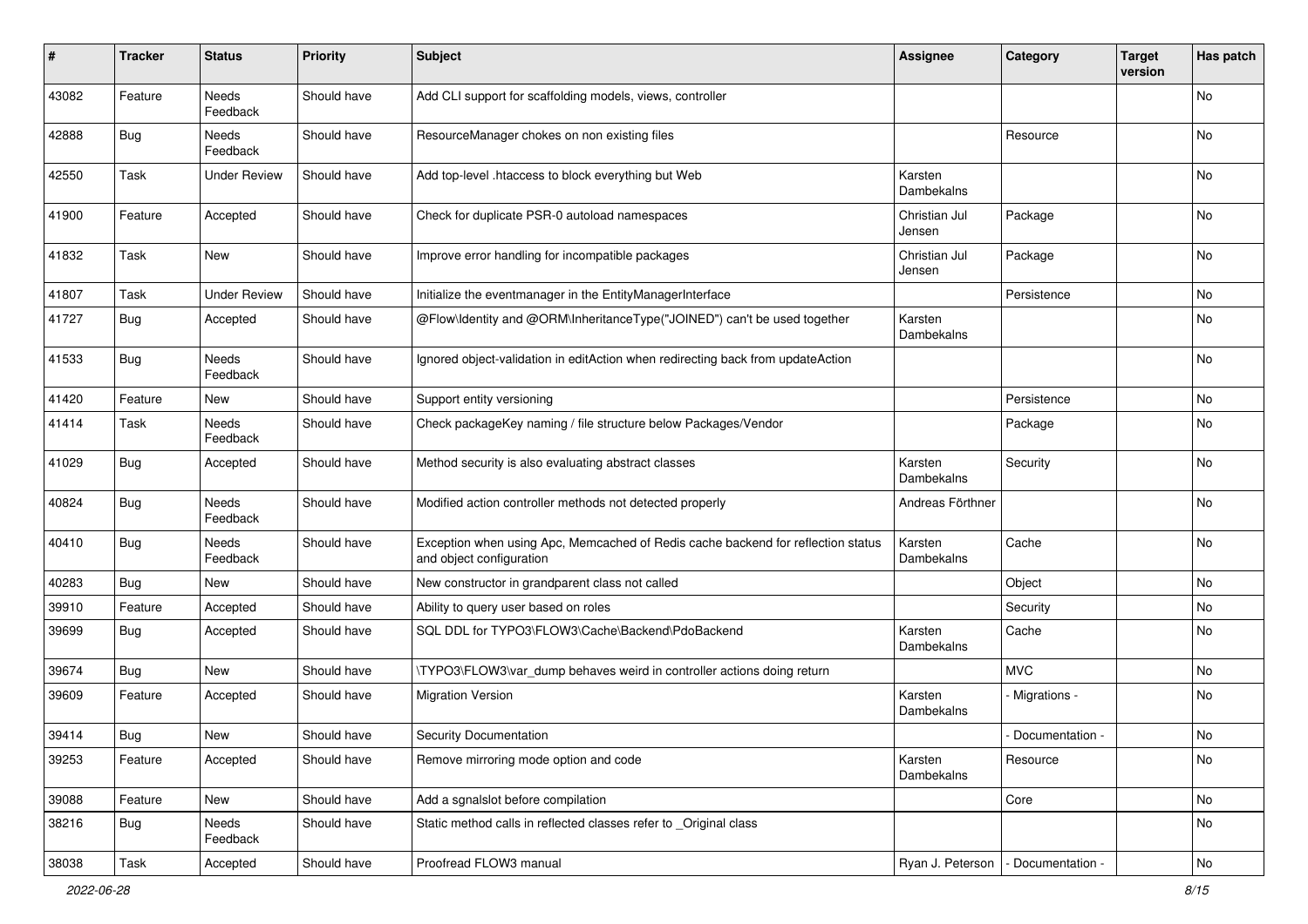| # | Tracker | Status | Priority | Subject | Assignee | Category | Target version | Has patch |
|---|---|---|---|---|---|---|---|---|
| 43082 | Feature | Needs Feedback | Should have | Add CLI support for scaffolding models, views, controller | | | | No |
| 42888 | Bug | Needs Feedback | Should have | ResourceManager chokes on non existing files | | Resource | | No |
| 42550 | Task | Under Review | Should have | Add top-level .htaccess to block everything but Web | Karsten Dambekalns | | | No |
| 41900 | Feature | Accepted | Should have | Check for duplicate PSR-0 autoload namespaces | Christian Jul Jensen | Package | | No |
| 41832 | Task | New | Should have | Improve error handling for incompatible packages | Christian Jul Jensen | Package | | No |
| 41807 | Task | Under Review | Should have | Initialize the eventmanager in the EntityManagerInterface | | Persistence | | No |
| 41727 | Bug | Accepted | Should have | @Flow\Identity and @ORM\InheritanceType("JOINED") can't be used together | Karsten Dambekalns | | | No |
| 41533 | Bug | Needs Feedback | Should have | Ignored object-validation in editAction when redirecting back from updateAction | | | | No |
| 41420 | Feature | New | Should have | Support entity versioning | | Persistence | | No |
| 41414 | Task | Needs Feedback | Should have | Check packageKey naming / file structure below Packages/Vendor | | Package | | No |
| 41029 | Bug | Accepted | Should have | Method security is also evaluating abstract classes | Karsten Dambekalns | Security | | No |
| 40824 | Bug | Needs Feedback | Should have | Modified action controller methods not detected properly | Andreas Förthner | | | No |
| 40410 | Bug | Needs Feedback | Should have | Exception when using Apc, Memcached of Redis cache backend for reflection status and object configuration | Karsten Dambekalns | Cache | | No |
| 40283 | Bug | New | Should have | New constructor in grandparent class not called | | Object | | No |
| 39910 | Feature | Accepted | Should have | Ability to query user based on roles | | Security | | No |
| 39699 | Bug | Accepted | Should have | SQL DDL for TYPO3\FLOW3\Cache\Backend\PdoBackend | Karsten Dambekalns | Cache | | No |
| 39674 | Bug | New | Should have | \TYPO3\FLOW3\var_dump behaves weird in controller actions doing return | | MVC | | No |
| 39609 | Feature | Accepted | Should have | Migration Version | Karsten Dambekalns | - Migrations - | | No |
| 39414 | Bug | New | Should have | Security Documentation | | - Documentation - | | No |
| 39253 | Feature | Accepted | Should have | Remove mirroring mode option and code | Karsten Dambekalns | Resource | | No |
| 39088 | Feature | New | Should have | Add a sgnalslot before compilation | | Core | | No |
| 38216 | Bug | Needs Feedback | Should have | Static method calls in reflected classes refer to _Original class | | | | No |
| 38038 | Task | Accepted | Should have | Proofread FLOW3 manual | Ryan J. Peterson | - Documentation - | | No |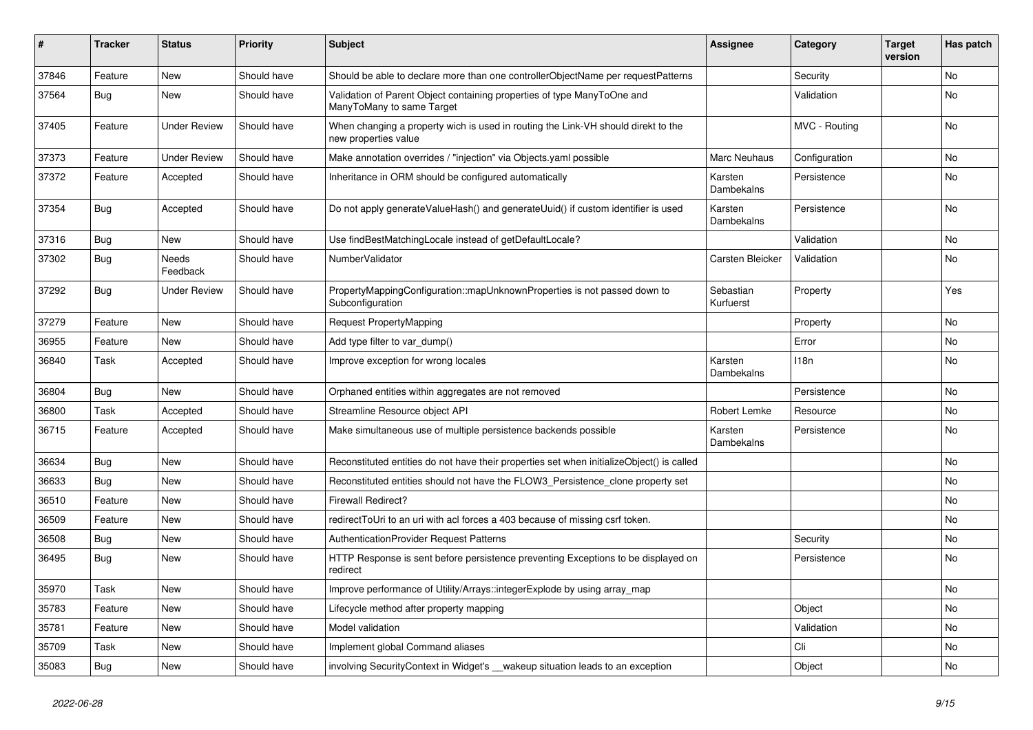| # | Tracker | Status | Priority | Subject | Assignee | Category | Target version | Has patch |
|---|---|---|---|---|---|---|---|---|
| 37846 | Feature | New | Should have | Should be able to declare more than one controllerObjectName per requestPatterns | | Security | | No |
| 37564 | Bug | New | Should have | Validation of Parent Object containing properties of type ManyToOne and ManyToMany to same Target | | Validation | | No |
| 37405 | Feature | Under Review | Should have | When changing a property wich is used in routing the Link-VH should direkt to the new properties value | | MVC - Routing | | No |
| 37373 | Feature | Under Review | Should have | Make annotation overrides / "injection" via Objects.yaml possible | Marc Neuhaus | Configuration | | No |
| 37372 | Feature | Accepted | Should have | Inheritance in ORM should be configured automatically | Karsten Dambekalns | Persistence | | No |
| 37354 | Bug | Accepted | Should have | Do not apply generateValueHash() and generateUuid() if custom identifier is used | Karsten Dambekalns | Persistence | | No |
| 37316 | Bug | New | Should have | Use findBestMatchingLocale instead of getDefaultLocale? | | Validation | | No |
| 37302 | Bug | Needs Feedback | Should have | NumberValidator | Carsten Bleicker | Validation | | No |
| 37292 | Bug | Under Review | Should have | PropertyMappingConfiguration::mapUnknownProperties is not passed down to Subconfiguration | Sebastian Kurfuerst | Property | | Yes |
| 37279 | Feature | New | Should have | Request PropertyMapping | | Property | | No |
| 36955 | Feature | New | Should have | Add type filter to var_dump() | | Error | | No |
| 36840 | Task | Accepted | Should have | Improve exception for wrong locales | Karsten Dambekalns | I18n | | No |
| 36804 | Bug | New | Should have | Orphaned entities within aggregates are not removed | | Persistence | | No |
| 36800 | Task | Accepted | Should have | Streamline Resource object API | Robert Lemke | Resource | | No |
| 36715 | Feature | Accepted | Should have | Make simultaneous use of multiple persistence backends possible | Karsten Dambekalns | Persistence | | No |
| 36634 | Bug | New | Should have | Reconstituted entities do not have their properties set when initializeObject() is called | | | | No |
| 36633 | Bug | New | Should have | Reconstituted entities should not have the FLOW3_Persistence_clone property set | | | | No |
| 36510 | Feature | New | Should have | Firewall Redirect? | | | | No |
| 36509 | Feature | New | Should have | redirectToUri to an uri with acl forces a 403 because of missing csrf token. | | | | No |
| 36508 | Bug | New | Should have | AuthenticationProvider Request Patterns | | Security | | No |
| 36495 | Bug | New | Should have | HTTP Response is sent before persistence preventing Exceptions to be displayed on redirect | | Persistence | | No |
| 35970 | Task | New | Should have | Improve performance of Utility/Arrays::integerExplode by using array_map | | | | No |
| 35783 | Feature | New | Should have | Lifecycle method after property mapping | | Object | | No |
| 35781 | Feature | New | Should have | Model validation | | Validation | | No |
| 35709 | Task | New | Should have | Implement global Command aliases | | Cli | | No |
| 35083 | Bug | New | Should have | involving SecurityContext in Widget's __wakeup situation leads to an exception | | Object | | No |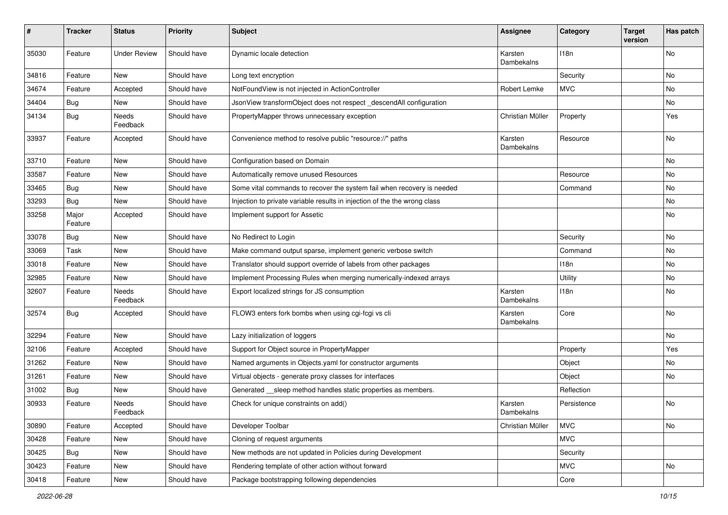| # | Tracker | Status | Priority | Subject | Assignee | Category | Target version | Has patch |
|---|---|---|---|---|---|---|---|---|
| 35030 | Feature | Under Review | Should have | Dynamic locale detection | Karsten Dambekalns | I18n | | No |
| 34816 | Feature | New | Should have | Long text encryption | | Security | | No |
| 34674 | Feature | Accepted | Should have | NotFoundView is not injected in ActionController | Robert Lemke | MVC | | No |
| 34404 | Bug | New | Should have | JsonView transformObject does not respect _descendAll configuration | | | | No |
| 34134 | Bug | Needs Feedback | Should have | PropertyMapper throws unnecessary exception | Christian Müller | Property | | Yes |
| 33937 | Feature | Accepted | Should have | Convenience method to resolve public "resource://" paths | Karsten Dambekalns | Resource | | No |
| 33710 | Feature | New | Should have | Configuration based on Domain | | | | No |
| 33587 | Feature | New | Should have | Automatically remove unused Resources | | Resource | | No |
| 33465 | Bug | New | Should have | Some vital commands to recover the system fail when recovery is needed | | Command | | No |
| 33293 | Bug | New | Should have | Injection to private variable results in injection of the the wrong class | | | | No |
| 33258 | Major Feature | Accepted | Should have | Implement support for Assetic | | | | No |
| 33078 | Bug | New | Should have | No Redirect to Login | | Security | | No |
| 33069 | Task | New | Should have | Make command output sparse, implement generic verbose switch | | Command | | No |
| 33018 | Feature | New | Should have | Translator should support override of labels from other packages | | I18n | | No |
| 32985 | Feature | New | Should have | Implement Processing Rules when merging numerically-indexed arrays | | Utility | | No |
| 32607 | Feature | Needs Feedback | Should have | Export localized strings for JS consumption | Karsten Dambekalns | I18n | | No |
| 32574 | Bug | Accepted | Should have | FLOW3 enters fork bombs when using cgi-fcgi vs cli | Karsten Dambekalns | Core | | No |
| 32294 | Feature | New | Should have | Lazy initialization of loggers | | | | No |
| 32106 | Feature | Accepted | Should have | Support for Object source in PropertyMapper | | Property | | Yes |
| 31262 | Feature | New | Should have | Named arguments in Objects.yaml for constructor arguments | | Object | | No |
| 31261 | Feature | New | Should have | Virtual objects - generate proxy classes for interfaces | | Object | | No |
| 31002 | Bug | New | Should have | Generated __sleep method handles static properties as members. | | Reflection | | |
| 30933 | Feature | Needs Feedback | Should have | Check for unique constraints on add() | Karsten Dambekalns | Persistence | | No |
| 30890 | Feature | Accepted | Should have | Developer Toolbar | Christian Müller | MVC | | No |
| 30428 | Feature | New | Should have | Cloning of request arguments | | MVC | | |
| 30425 | Bug | New | Should have | New methods are not updated in Policies during Development | | Security | | |
| 30423 | Feature | New | Should have | Rendering template of other action without forward | | MVC | | No |
| 30418 | Feature | New | Should have | Package bootstrapping following dependencies | | Core | | |

2022-06-28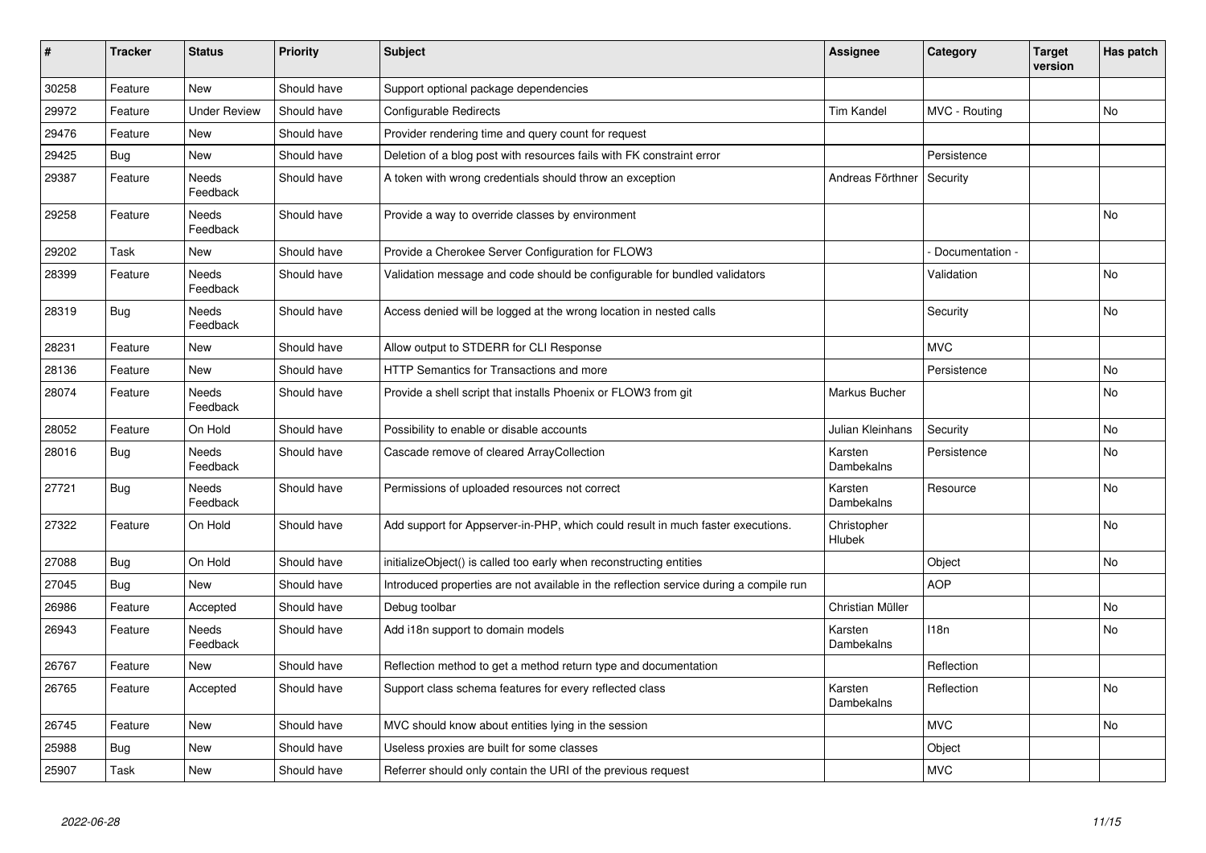| # | Tracker | Status | Priority | Subject | Assignee | Category | Target version | Has patch |
|---|---|---|---|---|---|---|---|---|
| 30258 | Feature | New | Should have | Support optional package dependencies | | | | |
| 29972 | Feature | Under Review | Should have | Configurable Redirects | Tim Kandel | MVC - Routing | | No |
| 29476 | Feature | New | Should have | Provider rendering time and query count for request | | | | |
| 29425 | Bug | New | Should have | Deletion of a blog post with resources fails with FK constraint error | | Persistence | | |
| 29387 | Feature | Needs Feedback | Should have | A token with wrong credentials should throw an exception | Andreas Förthner | Security | | |
| 29258 | Feature | Needs Feedback | Should have | Provide a way to override classes by environment | | | | No |
| 29202 | Task | New | Should have | Provide a Cherokee Server Configuration for FLOW3 | | - Documentation - | | |
| 28399 | Feature | Needs Feedback | Should have | Validation message and code should be configurable for bundled validators | | Validation | | No |
| 28319 | Bug | Needs Feedback | Should have | Access denied will be logged at the wrong location in nested calls | | Security | | No |
| 28231 | Feature | New | Should have | Allow output to STDERR for CLI Response | | MVC | | |
| 28136 | Feature | New | Should have | HTTP Semantics for Transactions and more | | Persistence | | No |
| 28074 | Feature | Needs Feedback | Should have | Provide a shell script that installs Phoenix or FLOW3 from git | Markus Bucher | | | No |
| 28052 | Feature | On Hold | Should have | Possibility to enable or disable accounts | Julian Kleinhans | Security | | No |
| 28016 | Bug | Needs Feedback | Should have | Cascade remove of cleared ArrayCollection | Karsten Dambekalns | Persistence | | No |
| 27721 | Bug | Needs Feedback | Should have | Permissions of uploaded resources not correct | Karsten Dambekalns | Resource | | No |
| 27322 | Feature | On Hold | Should have | Add support for Appserver-in-PHP, which could result in much faster executions. | Christopher Hlubek | | | No |
| 27088 | Bug | On Hold | Should have | initializeObject() is called too early when reconstructing entities | | Object | | No |
| 27045 | Bug | New | Should have | Introduced properties are not available in the reflection service during a compile run | | AOP | | |
| 26986 | Feature | Accepted | Should have | Debug toolbar | Christian Müller | | | No |
| 26943 | Feature | Needs Feedback | Should have | Add i18n support to domain models | Karsten Dambekalns | I18n | | No |
| 26767 | Feature | New | Should have | Reflection method to get a method return type and documentation | | Reflection | | |
| 26765 | Feature | Accepted | Should have | Support class schema features for every reflected class | Karsten Dambekalns | Reflection | | No |
| 26745 | Feature | New | Should have | MVC should know about entities lying in the session | | MVC | | No |
| 25988 | Bug | New | Should have | Useless proxies are built for some classes | | Object | | |
| 25907 | Task | New | Should have | Referrer should only contain the URI of the previous request | | MVC | | |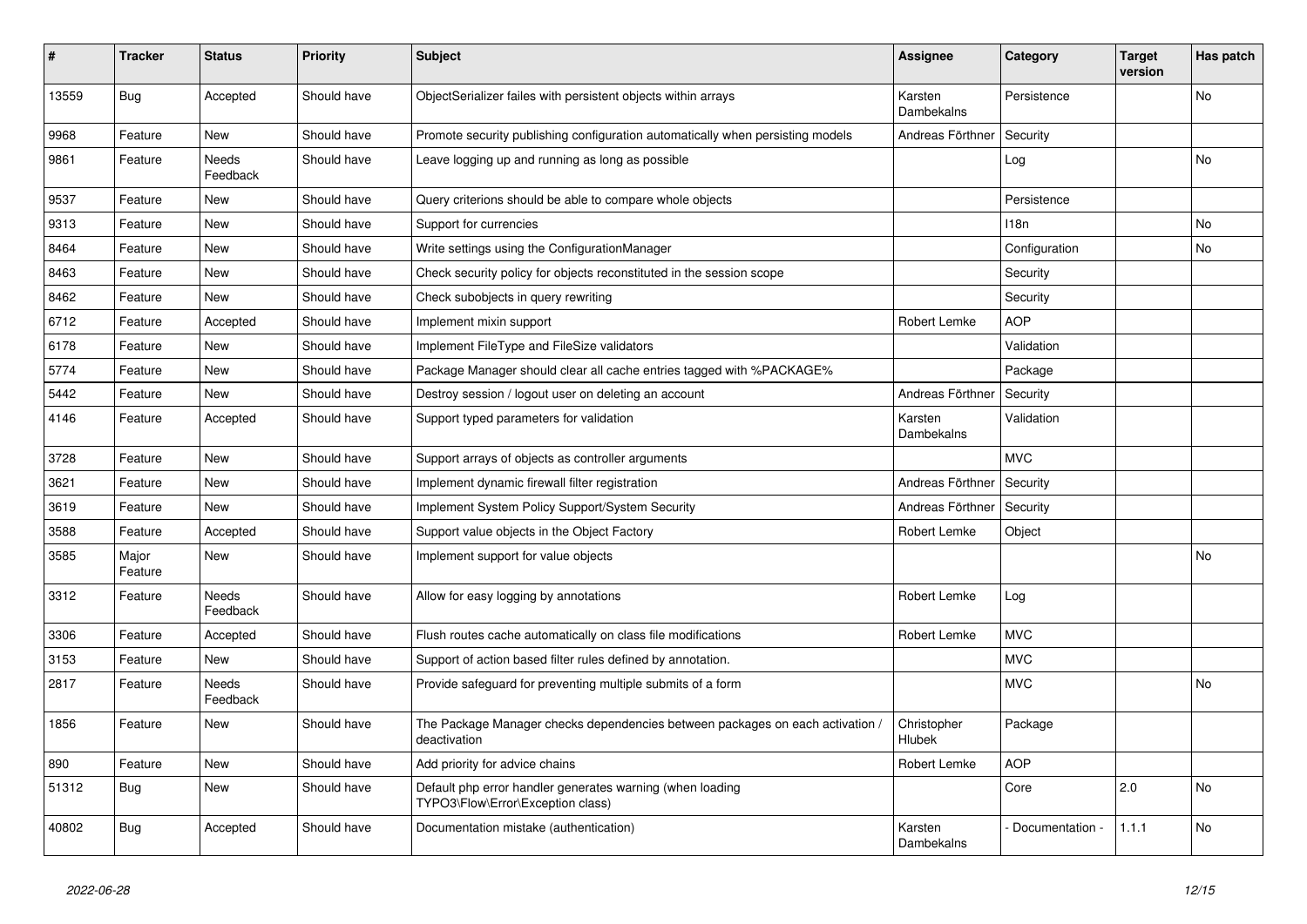| # | Tracker | Status | Priority | Subject | Assignee | Category | Target version | Has patch |
|---|---|---|---|---|---|---|---|---|
| 13559 | Bug | Accepted | Should have | ObjectSerializer failes with persistent objects within arrays | Karsten Dambekalns | Persistence | | No |
| 9968 | Feature | New | Should have | Promote security publishing configuration automatically when persisting models | Andreas Förthner | Security | | |
| 9861 | Feature | Needs Feedback | Should have | Leave logging up and running as long as possible | | Log | | No |
| 9537 | Feature | New | Should have | Query criterions should be able to compare whole objects | | Persistence | | |
| 9313 | Feature | New | Should have | Support for currencies | | I18n | | No |
| 8464 | Feature | New | Should have | Write settings using the ConfigurationManager | | Configuration | | No |
| 8463 | Feature | New | Should have | Check security policy for objects reconstituted in the session scope | | Security | | |
| 8462 | Feature | New | Should have | Check subobjects in query rewriting | | Security | | |
| 6712 | Feature | Accepted | Should have | Implement mixin support | Robert Lemke | AOP | | |
| 6178 | Feature | New | Should have | Implement FileType and FileSize validators | | Validation | | |
| 5774 | Feature | New | Should have | Package Manager should clear all cache entries tagged with %PACKAGE% | | Package | | |
| 5442 | Feature | New | Should have | Destroy session / logout user on deleting an account | Andreas Förthner | Security | | |
| 4146 | Feature | Accepted | Should have | Support typed parameters for validation | Karsten Dambekalns | Validation | | |
| 3728 | Feature | New | Should have | Support arrays of objects as controller arguments | | MVC | | |
| 3621 | Feature | New | Should have | Implement dynamic firewall filter registration | Andreas Förthner | Security | | |
| 3619 | Feature | New | Should have | Implement System Policy Support/System Security | Andreas Förthner | Security | | |
| 3588 | Feature | Accepted | Should have | Support value objects in the Object Factory | Robert Lemke | Object | | |
| 3585 | Major Feature | New | Should have | Implement support for value objects | | | | No |
| 3312 | Feature | Needs Feedback | Should have | Allow for easy logging by annotations | Robert Lemke | Log | | |
| 3306 | Feature | Accepted | Should have | Flush routes cache automatically on class file modifications | Robert Lemke | MVC | | |
| 3153 | Feature | New | Should have | Support of action based filter rules defined by annotation. | | MVC | | |
| 2817 | Feature | Needs Feedback | Should have | Provide safeguard for preventing multiple submits of a form | | MVC | | No |
| 1856 | Feature | New | Should have | The Package Manager checks dependencies between packages on each activation / deactivation | Christopher Hlubek | Package | | |
| 890 | Feature | New | Should have | Add priority for advice chains | Robert Lemke | AOP | | |
| 51312 | Bug | New | Should have | Default php error handler generates warning (when loading TYPO3\Flow\Error\Exception class) | | Core | 2.0 | No |
| 40802 | Bug | Accepted | Should have | Documentation mistake (authentication) | Karsten Dambekalns | - Documentation - | 1.1.1 | No |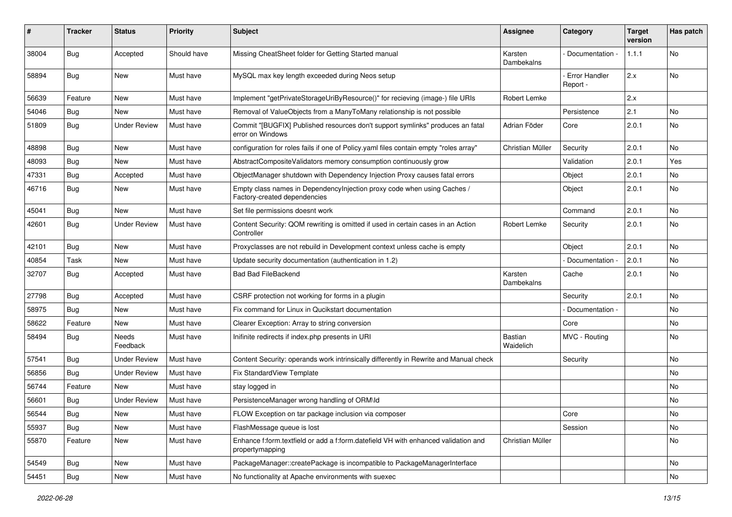| # | Tracker | Status | Priority | Subject | Assignee | Category | Target version | Has patch |
|---|---|---|---|---|---|---|---|---|
| 38004 | Bug | Accepted | Should have | Missing CheatSheet folder for Getting Started manual | Karsten Dambekalns | - Documentation - | 1.1.1 | No |
| 58894 | Bug | New | Must have | MySQL max key length exceeded during Neos setup | | - Error Handler Report - | 2.x | No |
| 56639 | Feature | New | Must have | Implement "getPrivateStorageUriByResource()" for recieving (image-) file URIs | Robert Lemke | | 2.x | |
| 54046 | Bug | New | Must have | Removal of ValueObjects from a ManyToMany relationship is not possible | | Persistence | 2.1 | No |
| 51809 | Bug | Under Review | Must have | Commit "[BUGFIX] Published resources don't support symlinks" produces an fatal error on Windows | Adrian Föder | Core | 2.0.1 | No |
| 48898 | Bug | New | Must have | configuration for roles fails if one of Policy.yaml files contain empty "roles array" | Christian Müller | Security | 2.0.1 | No |
| 48093 | Bug | New | Must have | AbstractCompositeValidators memory consumption continuously grow | | Validation | 2.0.1 | Yes |
| 47331 | Bug | Accepted | Must have | ObjectManager shutdown with Dependency Injection Proxy causes fatal errors | | Object | 2.0.1 | No |
| 46716 | Bug | New | Must have | Empty class names in DependencyInjection proxy code when using Caches / Factory-created dependencies | | Object | 2.0.1 | No |
| 45041 | Bug | New | Must have | Set file permissions doesnt work | | Command | 2.0.1 | No |
| 42601 | Bug | Under Review | Must have | Content Security: QOM rewriting is omitted if used in certain cases in an Action Controller | Robert Lemke | Security | 2.0.1 | No |
| 42101 | Bug | New | Must have | Proxyclasses are not rebuild in Development context unless cache is empty | | Object | 2.0.1 | No |
| 40854 | Task | New | Must have | Update security documentation (authentication in 1.2) | | - Documentation - | 2.0.1 | No |
| 32707 | Bug | Accepted | Must have | Bad Bad FileBackend | Karsten Dambekalns | Cache | 2.0.1 | No |
| 27798 | Bug | Accepted | Must have | CSRF protection not working for forms in a plugin | | Security | 2.0.1 | No |
| 58975 | Bug | New | Must have | Fix command for Linux in Qucikstart documentation | | - Documentation - | | No |
| 58622 | Feature | New | Must have | Clearer Exception: Array to string conversion | | Core | | No |
| 58494 | Bug | Needs Feedback | Must have | Inifinite redirects if index.php presents in URI | Bastian Waidelich | MVC - Routing | | No |
| 57541 | Bug | Under Review | Must have | Content Security: operands work intrinsically differently in Rewrite and Manual check | | Security | | No |
| 56856 | Bug | Under Review | Must have | Fix StandardView Template | | | | No |
| 56744 | Feature | New | Must have | stay logged in | | | | No |
| 56601 | Bug | Under Review | Must have | PersistenceManager wrong handling of ORM\Id | | | | No |
| 56544 | Bug | New | Must have | FLOW Exception on tar package inclusion via composer | | Core | | No |
| 55937 | Bug | New | Must have | FlashMessage queue is lost | | Session | | No |
| 55870 | Feature | New | Must have | Enhance f:form.textfield or add a f:form.datefield VH with enhanced validation and propertymapping | Christian Müller | | | No |
| 54549 | Bug | New | Must have | PackageManager::createPackage is incompatible to PackageManagerInterface | | | | No |
| 54451 | Bug | New | Must have | No functionality at Apache environments with suexec | | | | No |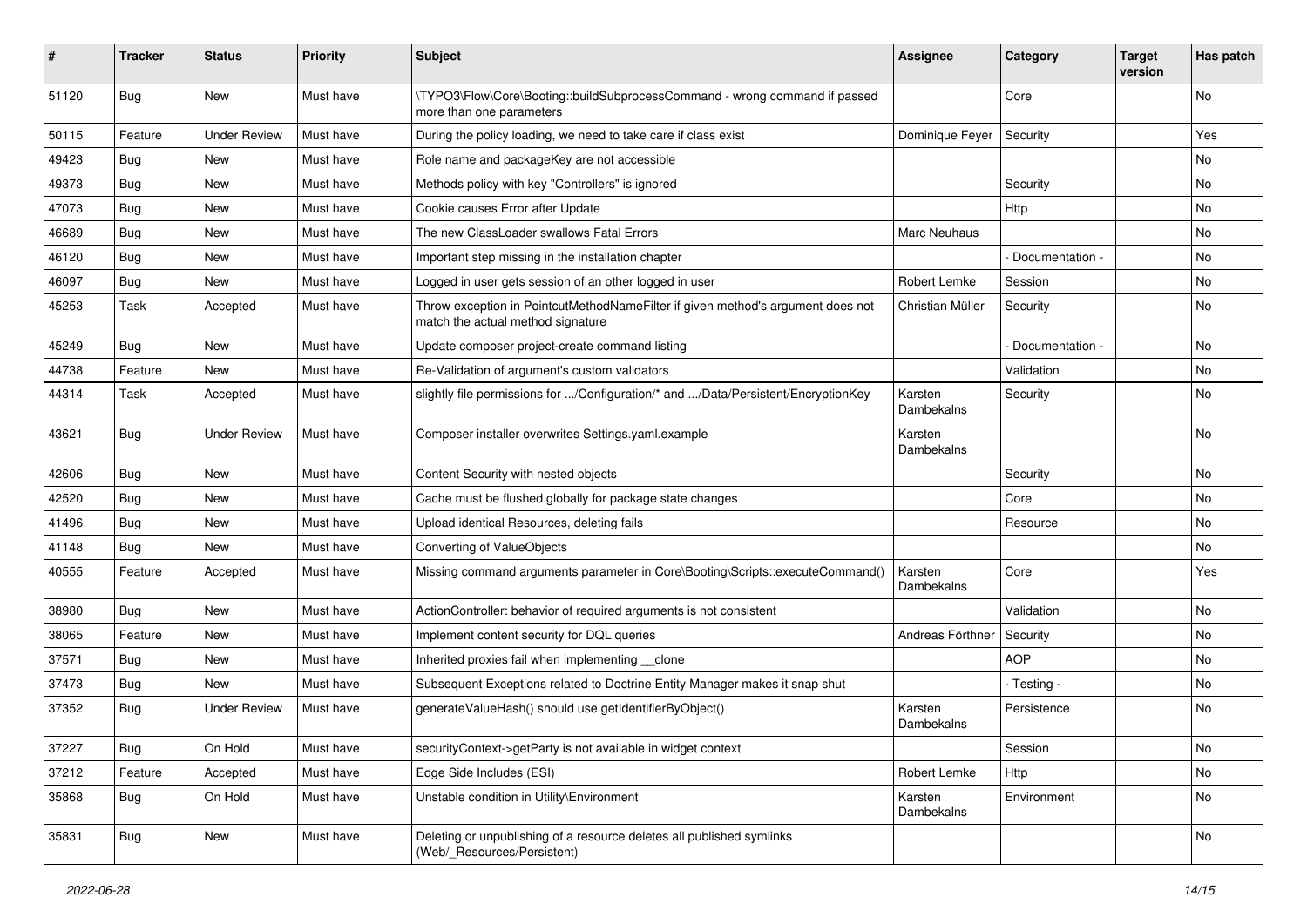| # | Tracker | Status | Priority | Subject | Assignee | Category | Target version | Has patch |
|---|---|---|---|---|---|---|---|---|
| 51120 | Bug | New | Must have | \TYPO3\Flow\Core\Booting::buildSubprocessCommand - wrong command if passed more than one parameters | | Core | | No |
| 50115 | Feature | Under Review | Must have | During the policy loading, we need to take care if class exist | Dominique Feyer | Security | | Yes |
| 49423 | Bug | New | Must have | Role name and packageKey are not accessible | | | | No |
| 49373 | Bug | New | Must have | Methods policy with key "Controllers" is ignored | | Security | | No |
| 47073 | Bug | New | Must have | Cookie causes Error after Update | | Http | | No |
| 46689 | Bug | New | Must have | The new ClassLoader swallows Fatal Errors | Marc Neuhaus | | | No |
| 46120 | Bug | New | Must have | Important step missing in the installation chapter | | - Documentation - | | No |
| 46097 | Bug | New | Must have | Logged in user gets session of an other logged in user | Robert Lemke | Session | | No |
| 45253 | Task | Accepted | Must have | Throw exception in PointcutMethodNameFilter if given method's argument does not match the actual method signature | Christian Müller | Security | | No |
| 45249 | Bug | New | Must have | Update composer project-create command listing | | - Documentation - | | No |
| 44738 | Feature | New | Must have | Re-Validation of argument's custom validators | | Validation | | No |
| 44314 | Task | Accepted | Must have | slightly file permissions for .../Configuration/* and .../Data/Persistent/EncryptionKey | Karsten Dambekalns | Security | | No |
| 43621 | Bug | Under Review | Must have | Composer installer overwrites Settings.yaml.example | Karsten Dambekalns | | | No |
| 42606 | Bug | New | Must have | Content Security with nested objects | | Security | | No |
| 42520 | Bug | New | Must have | Cache must be flushed globally for package state changes | | Core | | No |
| 41496 | Bug | New | Must have | Upload identical Resources, deleting fails | | Resource | | No |
| 41148 | Bug | New | Must have | Converting of ValueObjects | | | | No |
| 40555 | Feature | Accepted | Must have | Missing command arguments parameter in Core\Booting\Scripts::executeCommand() | Karsten Dambekalns | Core | | Yes |
| 38980 | Bug | New | Must have | ActionController: behavior of required arguments is not consistent | | Validation | | No |
| 38065 | Feature | New | Must have | Implement content security for DQL queries | Andreas Förthner | Security | | No |
| 37571 | Bug | New | Must have | Inherited proxies fail when implementing __clone | | AOP | | No |
| 37473 | Bug | New | Must have | Subsequent Exceptions related to Doctrine Entity Manager makes it snap shut | | - Testing - | | No |
| 37352 | Bug | Under Review | Must have | generateValueHash() should use getIdentifierByObject() | Karsten Dambekalns | Persistence | | No |
| 37227 | Bug | On Hold | Must have | securityContext->getParty is not available in widget context | | Session | | No |
| 37212 | Feature | Accepted | Must have | Edge Side Includes (ESI) | Robert Lemke | Http | | No |
| 35868 | Bug | On Hold | Must have | Unstable condition in Utility\Environment | Karsten Dambekalns | Environment | | No |
| 35831 | Bug | New | Must have | Deleting or unpublishing of a resource deletes all published symlinks (Web/_Resources/Persistent) | | | | No |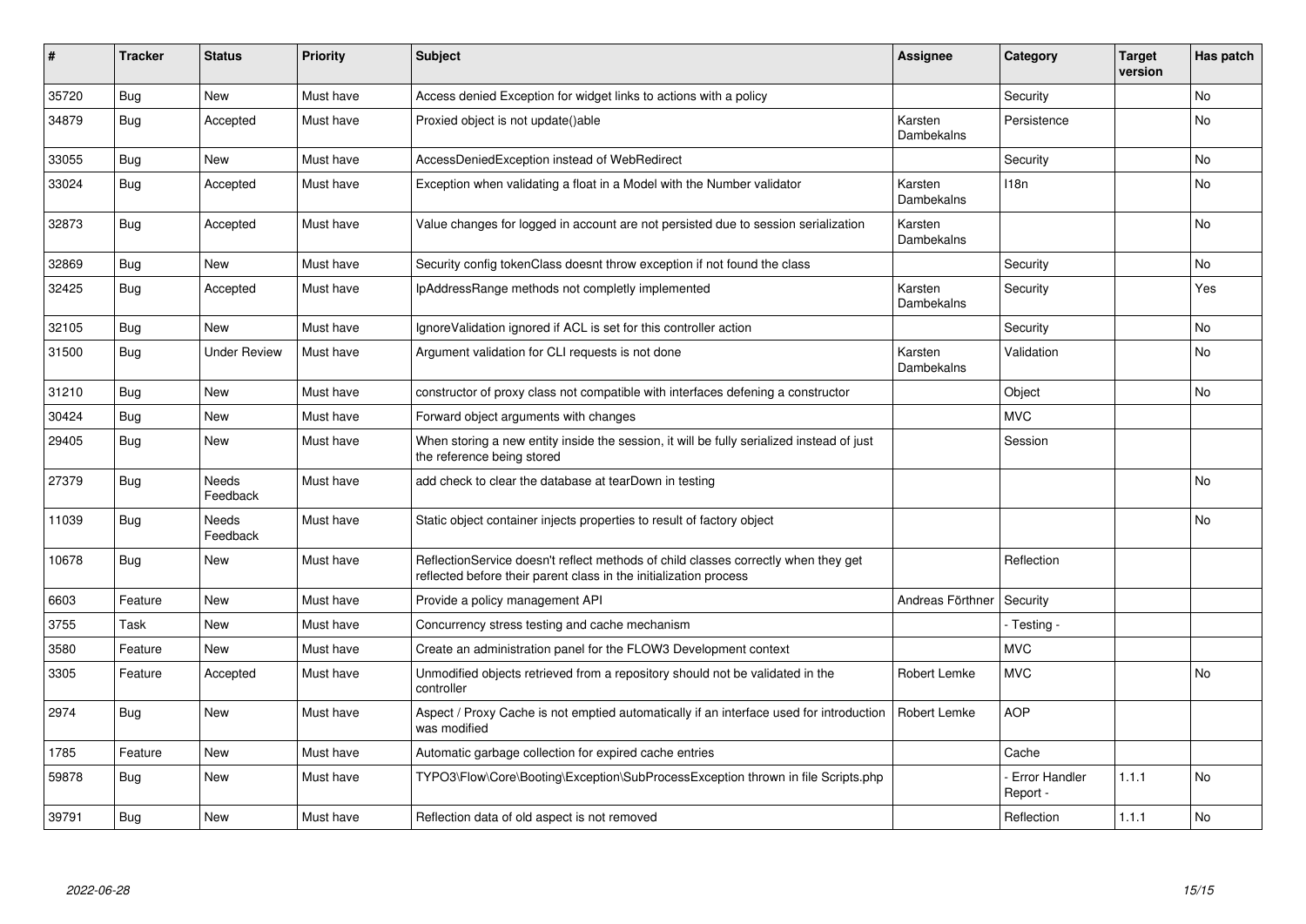| # | Tracker | Status | Priority | Subject | Assignee | Category | Target version | Has patch |
|---|---|---|---|---|---|---|---|---|
| 35720 | Bug | New | Must have | Access denied Exception for widget links to actions with a policy | | Security | | No |
| 34879 | Bug | Accepted | Must have | Proxied object is not update()able | Karsten Dambekalns | Persistence | | No |
| 33055 | Bug | New | Must have | AccessDeniedException instead of WebRedirect | | Security | | No |
| 33024 | Bug | Accepted | Must have | Exception when validating a float in a Model with the Number validator | Karsten Dambekalns | I18n | | No |
| 32873 | Bug | Accepted | Must have | Value changes for logged in account are not persisted due to session serialization | Karsten Dambekalns | | | No |
| 32869 | Bug | New | Must have | Security config tokenClass doesnt throw exception if not found the class | | Security | | No |
| 32425 | Bug | Accepted | Must have | IpAddressRange methods not completly implemented | Karsten Dambekalns | Security | | Yes |
| 32105 | Bug | New | Must have | IgnoreValidation ignored if ACL is set for this controller action | | Security | | No |
| 31500 | Bug | Under Review | Must have | Argument validation for CLI requests is not done | Karsten Dambekalns | Validation | | No |
| 31210 | Bug | New | Must have | constructor of proxy class not compatible with interfaces defening a constructor | | Object | | No |
| 30424 | Bug | New | Must have | Forward object arguments with changes | | MVC | | |
| 29405 | Bug | New | Must have | When storing a new entity inside the session, it will be fully serialized instead of just the reference being stored | | Session | | |
| 27379 | Bug | Needs Feedback | Must have | add check to clear the database at tearDown in testing | | | | No |
| 11039 | Bug | Needs Feedback | Must have | Static object container injects properties to result of factory object | | | | No |
| 10678 | Bug | New | Must have | ReflectionService doesn't reflect methods of child classes correctly when they get reflected before their parent class in the initialization process | | Reflection | | |
| 6603 | Feature | New | Must have | Provide a policy management API | Andreas Förthner | Security | | |
| 3755 | Task | New | Must have | Concurrency stress testing and cache mechanism | | - Testing - | | |
| 3580 | Feature | New | Must have | Create an administration panel for the FLOW3 Development context | | MVC | | |
| 3305 | Feature | Accepted | Must have | Unmodified objects retrieved from a repository should not be validated in the controller | Robert Lemke | MVC | | No |
| 2974 | Bug | New | Must have | Aspect / Proxy Cache is not emptied automatically if an interface used for introduction was modified | Robert Lemke | AOP | | |
| 1785 | Feature | New | Must have | Automatic garbage collection for expired cache entries | | Cache | | |
| 59878 | Bug | New | Must have | TYPO3\Flow\Core\Booting\Exception\SubProcessException thrown in file Scripts.php | | - Error Handler Report - | 1.1.1 | No |
| 39791 | Bug | New | Must have | Reflection data of old aspect is not removed | | Reflection | 1.1.1 | No |